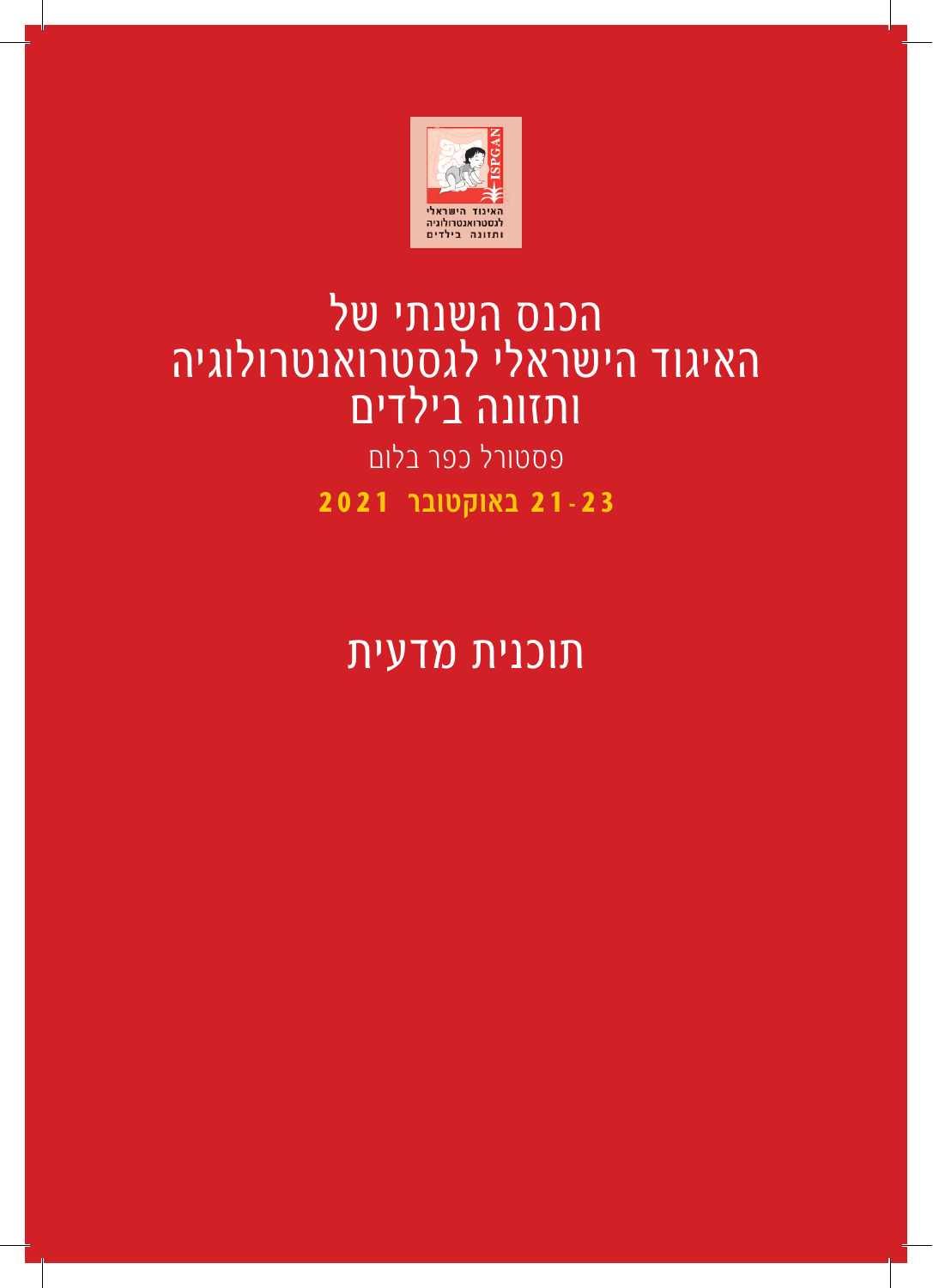# הכנס השנתי של
# האיגוד הישראלי לגסטרואנטרולוגיה ותזונה בילדים

פסטורל כפר בלום

**21-23 באוקטובר 2021**

## תוכנית מדעית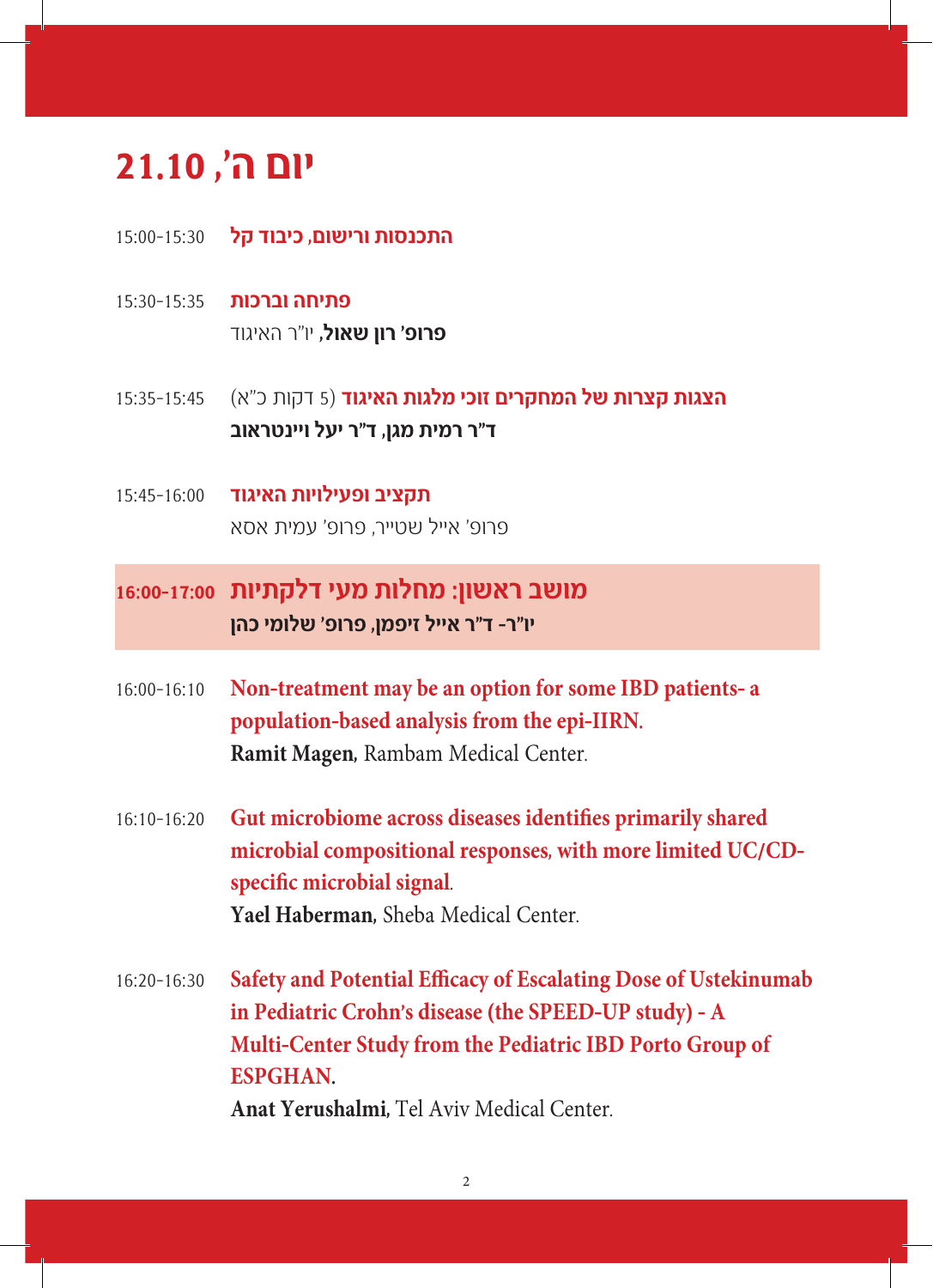# יום ה', 21.10

15:00-15:30 **התכנסות ורישום, כיבוד קל**

15:30-15:35 **פתיחה וברכות**
**פרופ' רון שאול**, יו"ר האיגוד

15:35-15:45 **הצגות קצרות של המחקרים זוכי מלגות האיגוד** (5 דקות כ"א)
**ד"ר רמית מגן, ד"ר יעל ויינטראוב**

15:45-16:00 **תקציב ופעילויות האיגוד**
פרופ' אייל שטייר, פרופ' עמית אסא

## מושב ראשון: מחלות מעי דלקתיות 16:00-17:00
**יו"ר- ד"ר אייל זיפמן, פרופ' שלומי כהן**

16:00-16:10 **Non-treatment may be an option for some IBD patients- a population-based analysis from the epi-IIRN.**
**Ramit Magen,** Rambam Medical Center.

16:10-16:20 **Gut microbiome across diseases identifies primarily shared microbial compositional responses, with more limited UC/CD-specific microbial signal.**
**Yael Haberman,** Sheba Medical Center.

16:20-16:30 **Safety and Potential Efficacy of Escalating Dose of Ustekinumab in Pediatric Crohn's disease (the SPEED-UP study) - A Multi-Center Study from the Pediatric IBD Porto Group of ESPGHAN.**
**Anat Yerushalmi,** Tel Aviv Medical Center.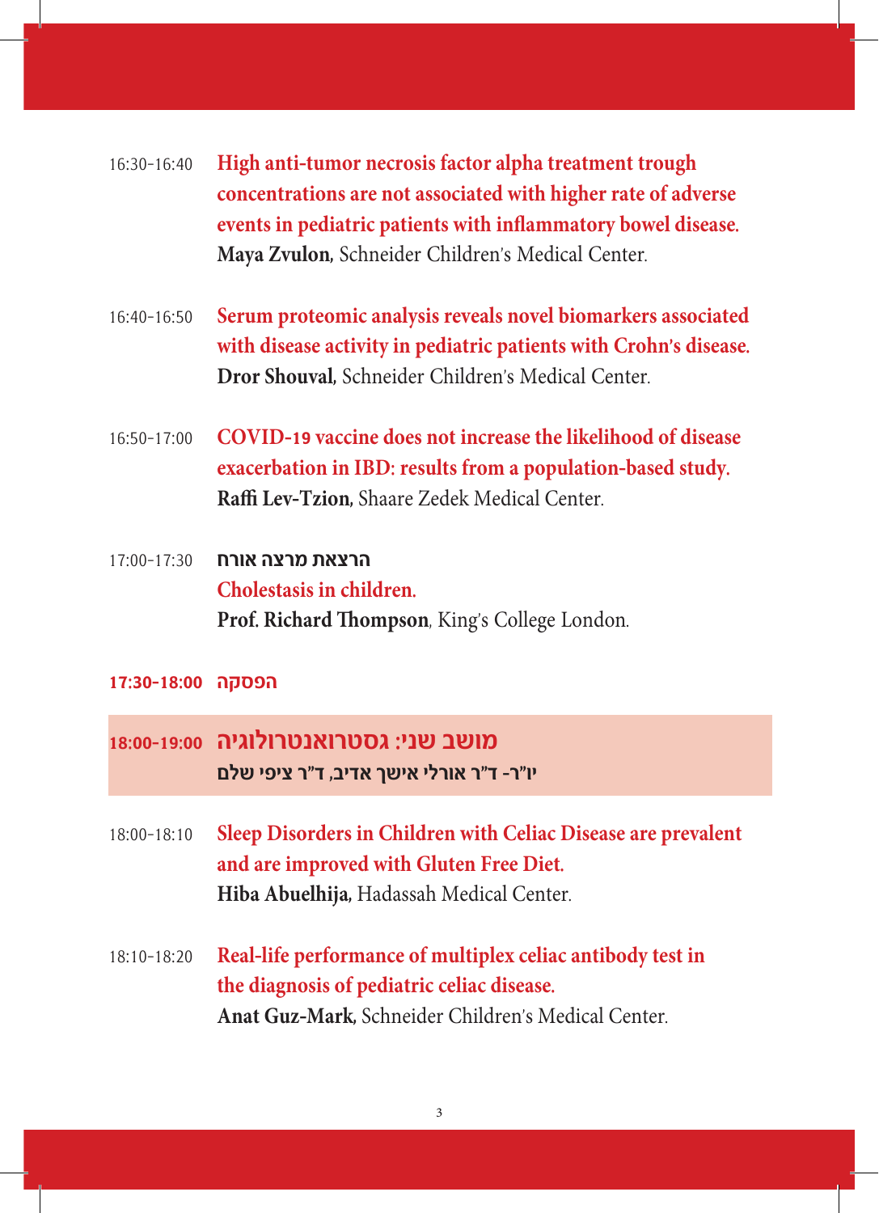16:30-16:40 **High anti-tumor necrosis factor alpha treatment trough concentrations are not associated with higher rate of adverse events in pediatric patients with inflammatory bowel disease.**
**Maya Zvulon,** Schneider Children's Medical Center.

16:40-16:50 **Serum proteomic analysis reveals novel biomarkers associated with disease activity in pediatric patients with Crohn's disease.**
**Dror Shouval,** Schneider Children's Medical Center.

16:50-17:00 **COVID-19 vaccine does not increase the likelihood of disease exacerbation in IBD: results from a population-based study.**
**Raffi Lev-Tzion,** Shaare Zedek Medical Center.

17:00-17:30 **הרצאת מרצה אורח**
**Cholestasis in children.**
**Prof. Richard Thompson**, King's College London.

**17:30-18:00 הפסקה**

## 18:00-19:00 מושב שני: גסטרואנטרולוגיה

**יו"ר- ד"ר אורלי אישך אדיב, ד"ר ציפי שלם**

18:00-18:10 **Sleep Disorders in Children with Celiac Disease are prevalent and are improved with Gluten Free Diet.**
**Hiba Abuelhija,** Hadassah Medical Center.

18:10-18:20 **Real-life performance of multiplex celiac antibody test in the diagnosis of pediatric celiac disease.**
**Anat Guz-Mark,** Schneider Children's Medical Center.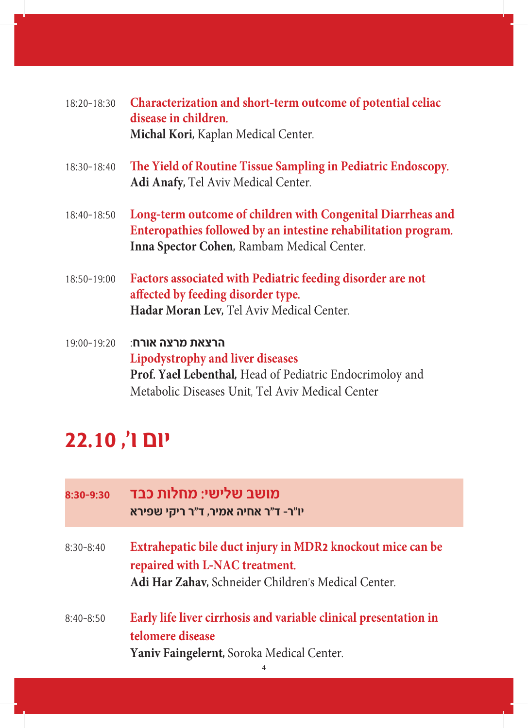18:20-18:30 **Characterization and short-term outcome of potential celiac disease in children.**
**Michal Kori,** Kaplan Medical Center.

18:30-18:40 **The Yield of Routine Tissue Sampling in Pediatric Endoscopy.**
**Adi Anafy,** Tel Aviv Medical Center.

18:40-18:50 **Long-term outcome of children with Congenital Diarrheas and Enteropathies followed by an intestine rehabilitation program.**
**Inna Spector Cohen,** Rambam Medical Center.

18:50-19:00 **Factors associated with Pediatric feeding disorder are not affected by feeding disorder type.**
**Hadar Moran Lev,** Tel Aviv Medical Center.

19:00-19:20 **הרצאת מרצה אורח:**
**Lipodystrophy and liver diseases**
**Prof. Yael Lebenthal,** Head of Pediatric Endocrimoloy and Metabolic Diseases Unit, Tel Aviv Medical Center

# יום ו', 22.10

## 8:30-9:30 מושב שלישי: מחלות כבד

**יו"ר- ד"ר אחיה אמיר, ד"ר ריקי שפירא**

8:30-8:40 **Extrahepatic bile duct injury in MDR2 knockout mice can be repaired with L-NAC treatment.**
**Adi Har Zahav,** Schneider Children's Medical Center.

8:40-8:50 **Early life liver cirrhosis and variable clinical presentation in telomere disease**
**Yaniv Faingelernt,** Soroka Medical Center.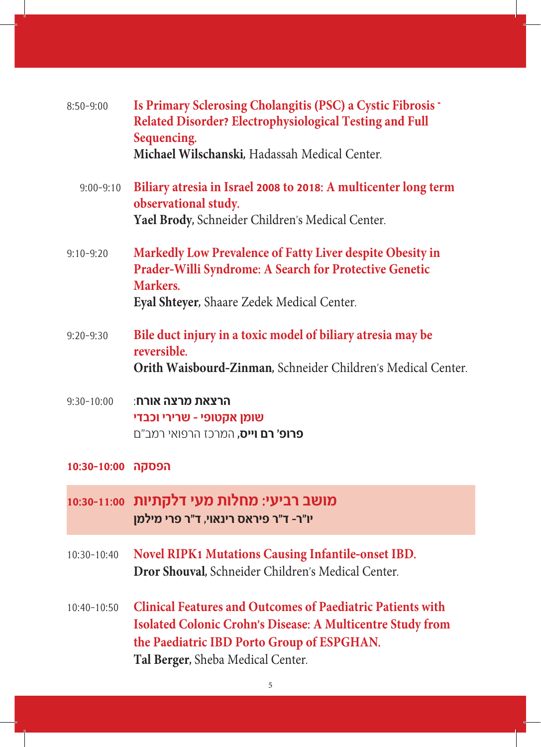8:50-9:00 **Is Primary Sclerosing Cholangitis (PSC) a Cystic Fibrosis - Related Disorder? Electrophysiological Testing and Full Sequencing.**
**Michael Wilschanski**, Hadassah Medical Center.

9:00-9:10 **Biliary atresia in Israel 2008 to 2018: A multicenter long term observational study.**
**Yael Brody**, Schneider Children's Medical Center.

9:10-9:20 **Markedly Low Prevalence of Fatty Liver despite Obesity in Prader-Willi Syndrome: A Search for Protective Genetic Markers.**
**Eyal Shteyer**, Shaare Zedek Medical Center.

9:20-9:30 **Bile duct injury in a toxic model of biliary atresia may be reversible.**
**Orith Waisbourd-Zinman**, Schneider Children's Medical Center.

9:30-10:00 **הרצאת מרצה אורח**:
**שומן אקטופי - שרירי וכבדי**
**פרופ' רם וייס**, המרכז הרפואי רמב"ם

**10:30-10:00 הפסקה**

## 10:30-11:00 מושב רביעי: מחלות מעי דלקתיות

**יו"ר- ד"ר פיראס רינאוי, ד"ר פרי מילמן**

10:30-10:40 **Novel RIPK1 Mutations Causing Infantile-onset IBD.**
**Dror Shouval**, Schneider Children's Medical Center.

10:40-10:50 **Clinical Features and Outcomes of Paediatric Patients with Isolated Colonic Crohn's Disease: A Multicentre Study from the Paediatric IBD Porto Group of ESPGHAN.**
**Tal Berger**, Sheba Medical Center.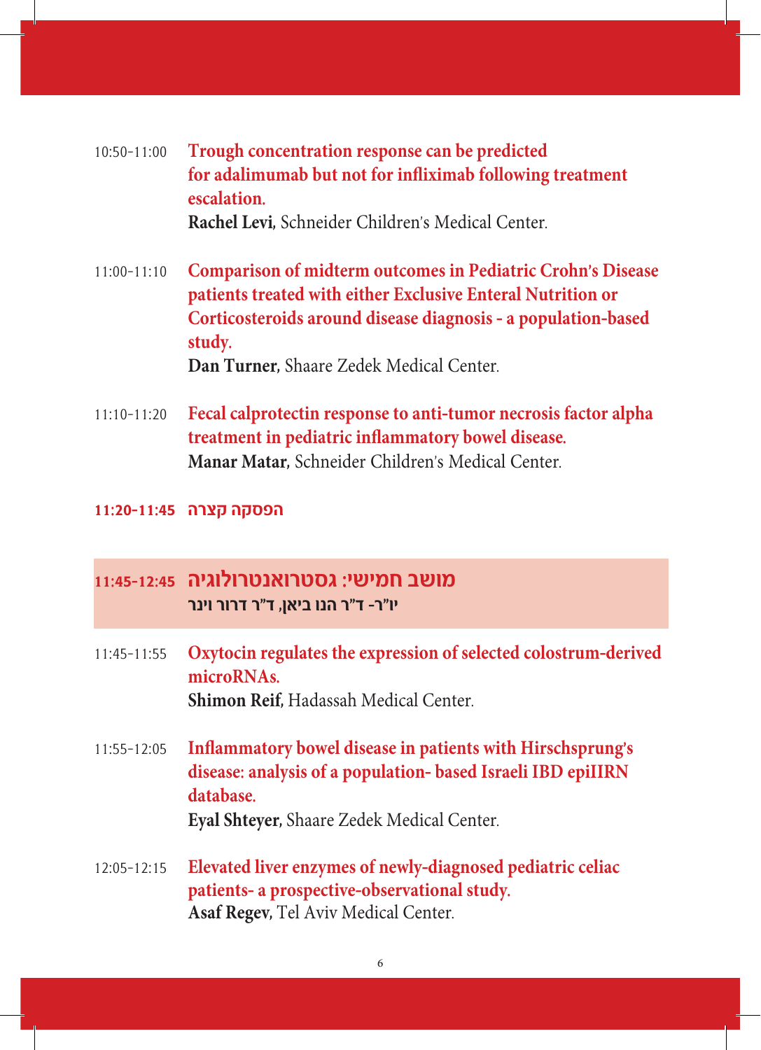10:50-11:00 **Trough concentration response can be predicted for adalimumab but not for infliximab following treatment escalation.**
**Rachel Levi,** Schneider Children's Medical Center.

11:00-11:10 **Comparison of midterm outcomes in Pediatric Crohn's Disease patients treated with either Exclusive Enteral Nutrition or Corticosteroids around disease diagnosis - a population-based study.**
**Dan Turner,** Shaare Zedek Medical Center.

11:10-11:20 **Fecal calprotectin response to anti-tumor necrosis factor alpha treatment in pediatric inflammatory bowel disease.**
**Manar Matar,** Schneider Children's Medical Center.

**11:20-11:45 הפסקה קצרה**

## 11:45-12:45 מושב חמישי: גסטרואנטרולוגיה

**יו"ר- ד"ר הנו ביאן, ד"ר דרור וינר**

11:45-11:55 **Oxytocin regulates the expression of selected colostrum-derived microRNAs.**
**Shimon Reif,** Hadassah Medical Center.

11:55-12:05 **Inflammatory bowel disease in patients with Hirschsprung's disease: analysis of a population- based Israeli IBD epiIIRN database.**
**Eyal Shteyer,** Shaare Zedek Medical Center.

12:05-12:15 **Elevated liver enzymes of newly-diagnosed pediatric celiac patients- a prospective-observational study.**
**Asaf Regev,** Tel Aviv Medical Center.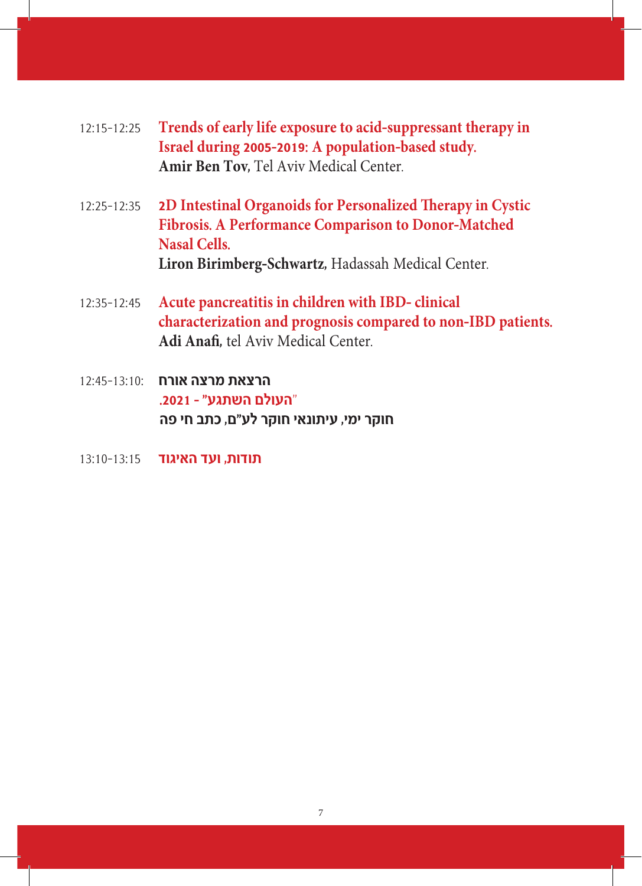12:15-12:25 **Trends of early life exposure to acid-suppressant therapy in Israel during 2005-2019: A population-based study.**
**Amir Ben Tov,** Tel Aviv Medical Center.

12:25-12:35 **2D Intestinal Organoids for Personalized Therapy in Cystic Fibrosis. A Performance Comparison to Donor-Matched Nasal Cells.**
**Liron Birimberg-Schwartz,** Hadassah Medical Center.

12:35-12:45 **Acute pancreatitis in children with IBD- clinical characterization and prognosis compared to non-IBD patients.**
**Adi Anafi,** tel Aviv Medical Center.

12:45-13:10: **הרצאת מרצה אורח**
**"העולם השתגע" - 2021.**
**חוקר ימי, עיתונאי חוקר לע"ם, כתב חי פה**

13:10-13:15 **תודות, ועד האיגוד**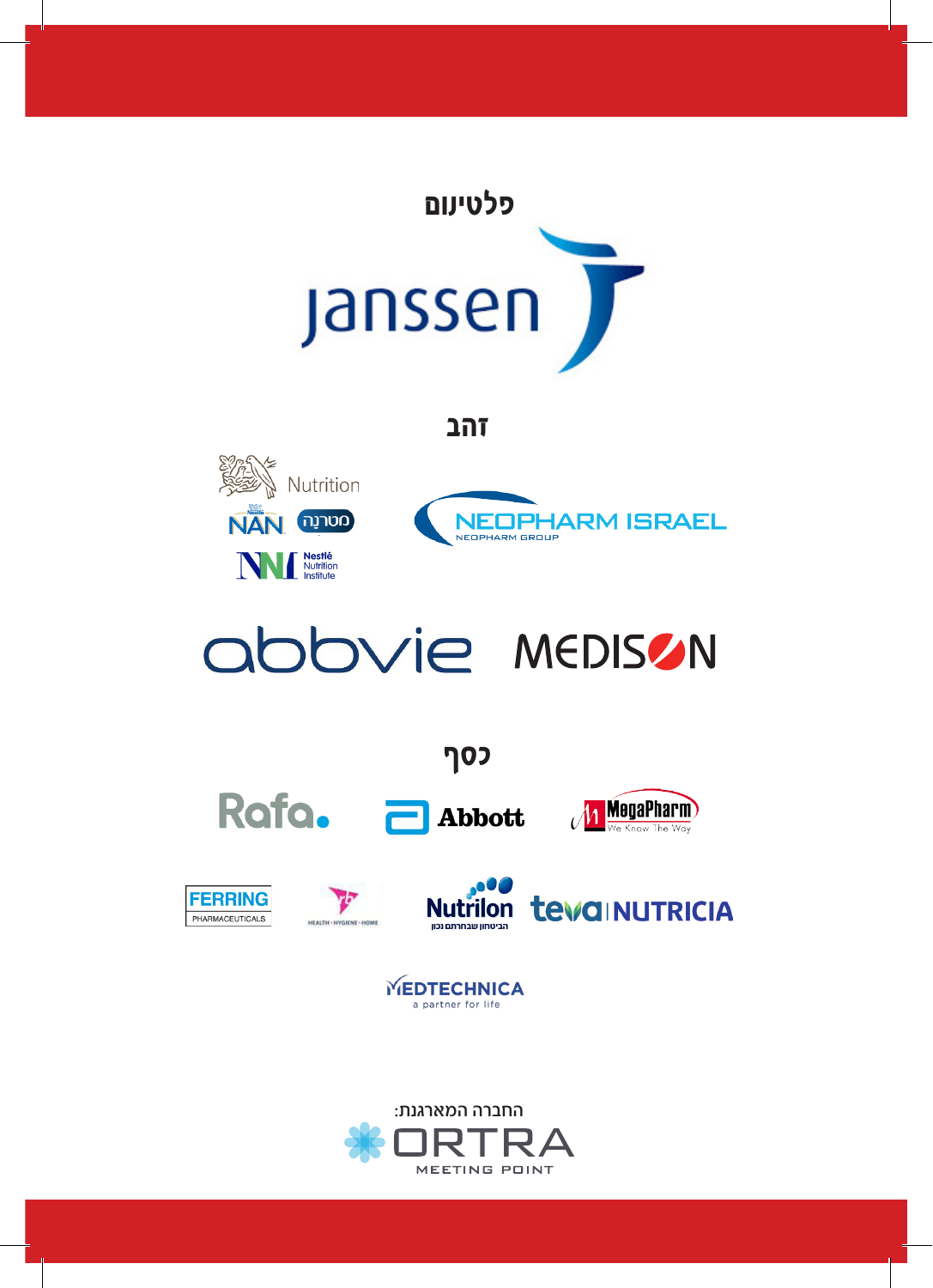## פלטינום

Janssen

## זהב

Nestlé Nutrition

NAN מטרנה

Nestlé Nutrition Institute

NEOPHARM ISRAEL

NEOPHARM GROUP

abbvie

MEDISON

## כסף

Rafa.

Abbott

MegaPharm

We Know The Way

FERRING PHARMACEUTICALS

HEALTH • HYGIENE • HOME

Nutrilon

הביטחון שבחירתם נכון

teva NUTRICIA

MEDTECHNICA

a partner for life

החברה המארגנת:

ORTRA

MEETING POINT